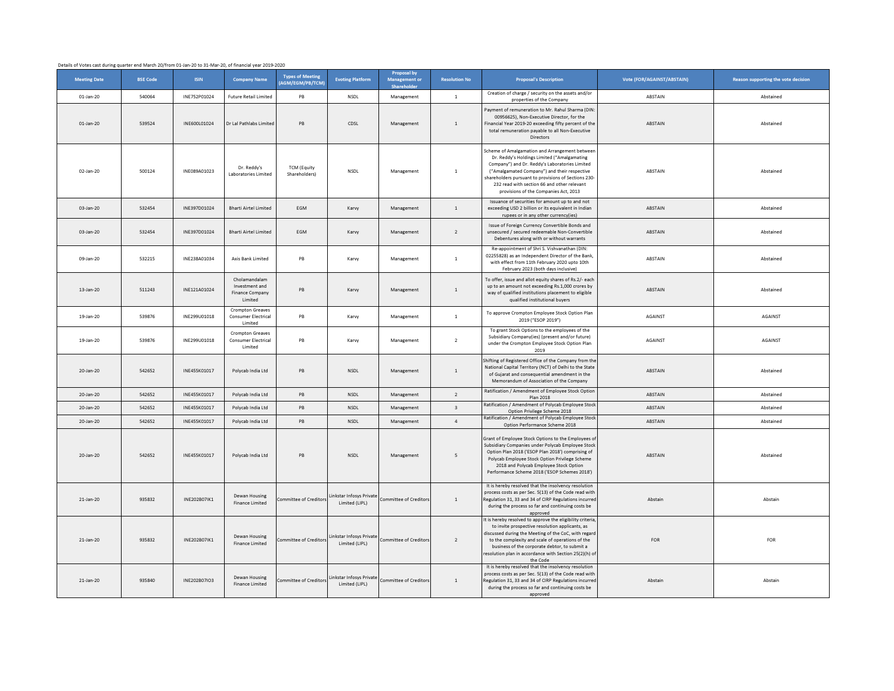Details of Votes cast during quarter end March 20/from 01-Jan-20 to 31-Mar-20, of financial year 2019-2020

| Meeting Date | BSE Code | ISIN | Company Name | Types of Meeting (AGM/EGM/PB/TCM) | Evoting Platform | Proposal by Management or Shareholder | Resolution No | Proposal's Description | Vote (FOR/AGAINST/ABSTAIN) | Reason supporting the vote decision |
|---|---|---|---|---|---|---|---|---|---|---|
| 01-Jan-20 | 540064 | INE752P01024 | Future Retail Limited | PB | NSDL | Management | 1 | Creation of charge / security on the assets and/or properties of the Company | ABSTAIN | Abstained |
| 01-Jan-20 | 539524 | INE600L01024 | Dr Lal Pathlabs Limited | PB | CDSL | Management | 1 | Payment of remuneration to Mr. Rahul Sharma (DIN: 00956625), Non-Executive Director, for the Financial Year 2019-20 exceeding fifty percent of the total remuneration payable to all Non-Executive Directors | ABSTAIN | Abstained |
| 02-Jan-20 | 500124 | INE089A01023 | Dr. Reddy's Laboratories Limited | TCM (Equity Shareholders) | NSDL | Management | 1 | Scheme of Amalgamation and Arrangement between Dr. Reddy's Holdings Limited ("Amalgamating Company") and Dr. Reddy's Laboratories Limited ("Amalgamated Company") and their respective shareholders pursuant to provisions of Sections 230-232 read with section 66 and other relevant provisions of the Companies Act, 2013 | ABSTAIN | Abstained |
| 03-Jan-20 | 532454 | INE397D01024 | Bharti Airtel Limited | EGM | Karvy | Management | 1 | Issuance of securities for amount up to and not exceeding USD 2 billion or its equivalent in Indian rupees or in any other currency(ies) | ABSTAIN | Abstained |
| 03-Jan-20 | 532454 | INE397D01024 | Bharti Airtel Limited | EGM | Karvy | Management | 2 | Issue of Foreign Currency Convertible Bonds and unsecured / secured redeemable Non-Convertible Debentures along with or without warrants | ABSTAIN | Abstained |
| 09-Jan-20 | 532215 | INE238A01034 | Axis Bank Limited | PB | Karvy | Management | 1 | Re-appointment of Shri S. Vishvanathan (DIN: 02255828) as an Independent Director of the Bank, with effect from 11th February 2020 upto 10th February 2023 (both days inclusive) | ABSTAIN | Abstained |
| 13-Jan-20 | 511243 | INE121A01024 | Cholamandalam Investment and Finance Company Limited | PB | Karvy | Management | 1 | To offer, issue and allot equity shares of Rs.2/- each up to an amount not exceeding Rs.1,000 crores by way of qualified institutions placement to eligible qualified institutional buyers | ABSTAIN | Abstained |
| 19-Jan-20 | 539876 | INE299U01018 | Crompton Greaves Consumer Electrical Limited | PB | Karvy | Management | 1 | To approve Crompton Employee Stock Option Plan 2019 ("ESOP 2019") | AGAINST | AGAINST |
| 19-Jan-20 | 539876 | INE299U01018 | Crompton Greaves Consumer Electrical Limited | PB | Karvy | Management | 2 | To grant Stock Options to the employees of the Subsidiary Company(ies) (present and/or future) under the Crompton Employee Stock Option Plan 2019 | AGAINST | AGAINST |
| 20-Jan-20 | 542652 | INE455K01017 | Polycab India Ltd | PB | NSDL | Management | 1 | Shifting of Registered Office of the Company from the National Capital Territory (NCT) of Delhi to the State of Gujarat and consequential amendment in the Memorandum of Association of the Company | ABSTAIN | Abstained |
| 20-Jan-20 | 542652 | INE455K01017 | Polycab India Ltd | PB | NSDL | Management | 2 | Ratification / Amendment of Employee Stock Option Plan 2018 | ABSTAIN | Abstained |
| 20-Jan-20 | 542652 | INE455K01017 | Polycab India Ltd | PB | NSDL | Management | 3 | Ratification / Amendment of Polycab Employee Stock Option Privilege Scheme 2018 | ABSTAIN | Abstained |
| 20-Jan-20 | 542652 | INE455K01017 | Polycab India Ltd | PB | NSDL | Management | 4 | Ratification / Amendment of Polycab Employee Stock Option Performance Scheme 2018 | ABSTAIN | Abstained |
| 20-Jan-20 | 542652 | INE455K01017 | Polycab India Ltd | PB | NSDL | Management | 5 | Grant of Employee Stock Options to the Employees of Subsidiary Companies under Polycab Employee Stock Option Plan 2018 ('ESOP Plan 2018') comprising of Polycab Employee Stock Option Privilege Scheme 2018 and Polycab Employee Stock Option Performance Scheme 2018 ('ESOP Schemes 2018') | ABSTAIN | Abstained |
| 21-Jan-20 | 935832 | INE202B07IK1 | Dewan Housing Finance Limited | Committee of Creditors | Linkstar Infosys Private Limited (LIPL) | Committee of Creditors | 1 | It is hereby resolved that the insolvency resolution process costs as per Sec. 5(13) of the Code read with Regulation 31, 33 and 34 of CIRP Regulations incurred during the process so far and continuing costs be approved | Abstain | Abstain |
| 21-Jan-20 | 935832 | INE202B07IK1 | Dewan Housing Finance Limited | Committee of Creditors | Linkstar Infosys Private Limited (LIPL) | Committee of Creditors | 2 | It is hereby resolved to approve the eligibility criteria, to invite prospective resolution applicants, as discussed during the Meeting of the CoC, with regard to the complexity and scale of operations of the business of the corporate debtor, to submit a resolution plan in accordance with Section 25(2)(h) of the Code | FOR | FOR |
| 21-Jan-20 | 935840 | INE202B07IO3 | Dewan Housing Finance Limited | Committee of Creditors | Linkstar Infosys Private Limited (LIPL) | Committee of Creditors | 1 | It is hereby resolved that the insolvency resolution process costs as per Sec. 5(13) of the Code read with Regulation 31, 33 and 34 of CIRP Regulations incurred during the process so far and continuing costs be approved | Abstain | Abstain |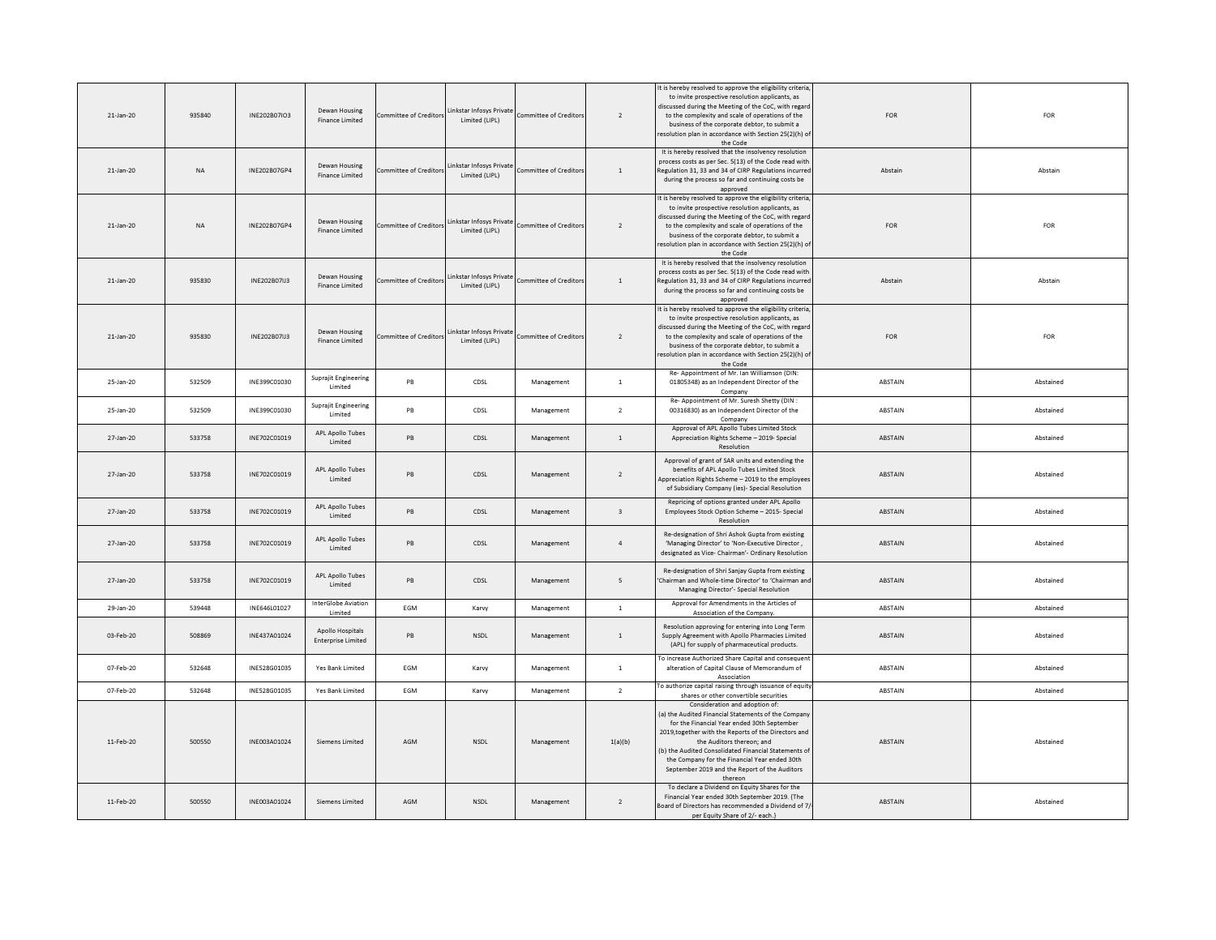| | | | | | | | | | | |
|---|---|---|---|---|---|---|---|---|---|---|
| 21-Jan-20 | 935840 | INE202B07IO3 | Dewan Housing Finance Limited | Committee of Creditors | Linkstar Infosys Private Limited (LIPL) | Committee of Creditors | 2 | It is hereby resolved to approve the eligibility criteria, to invite prospective resolution applicants, as discussed during the Meeting of the CoC, with regard to the complexity and scale of operations of the business of the corporate debtor, to submit a resolution plan in accordance with Section 25(2)(h) of the Code | FOR | FOR |
| 21-Jan-20 | NA | INE202B07GP4 | Dewan Housing Finance Limited | Committee of Creditors | Linkstar Infosys Private Limited (LIPL) | Committee of Creditors | 1 | It is hereby resolved that the insolvency resolution process costs as per Sec. 5(13) of the Code read with Regulation 31, 33 and 34 of CIRP Regulations incurred during the process so far and continuing costs be approved | Abstain | Abstain |
| 21-Jan-20 | NA | INE202B07GP4 | Dewan Housing Finance Limited | Committee of Creditors | Linkstar Infosys Private Limited (LIPL) | Committee of Creditors | 2 | It is hereby resolved to approve the eligibility criteria, to invite prospective resolution applicants, as discussed during the Meeting of the CoC, with regard to the complexity and scale of operations of the business of the corporate debtor, to submit a resolution plan in accordance with Section 25(2)(h) of the Code | FOR | FOR |
| 21-Jan-20 | 935830 | INE202B07IJ3 | Dewan Housing Finance Limited | Committee of Creditors | Linkstar Infosys Private Limited (LIPL) | Committee of Creditors | 1 | It is hereby resolved that the insolvency resolution process costs as per Sec. 5(13) of the Code read with Regulation 31, 33 and 34 of CIRP Regulations incurred during the process so far and continuing costs be approved | Abstain | Abstain |
| 21-Jan-20 | 935830 | INE202B07IJ3 | Dewan Housing Finance Limited | Committee of Creditors | Linkstar Infosys Private Limited (LIPL) | Committee of Creditors | 2 | It is hereby resolved to approve the eligibility criteria, to invite prospective resolution applicants, as discussed during the Meeting of the CoC, with regard to the complexity and scale of operations of the business of the corporate debtor, to submit a resolution plan in accordance with Section 25(2)(h) of the Code | FOR | FOR |
| 25-Jan-20 | 532509 | INE399C01030 | Suprajit Engineering Limited | PB | CDSL | Management | 1 | Re- Appointment of Mr. Ian Williamson (DIN: 01805348) as an Independent Director of the Company | ABSTAIN | Abstained |
| 25-Jan-20 | 532509 | INE399C01030 | Suprajit Engineering Limited | PB | CDSL | Management | 2 | Re- Appointment of Mr. Suresh Shetty (DIN : 00316830) as an Independent Director of the Company | ABSTAIN | Abstained |
| 27-Jan-20 | 533758 | INE702C01019 | APL Apollo Tubes Limited | PB | CDSL | Management | 1 | Approval of APL Apollo Tubes Limited Stock Appreciation Rights Scheme – 2019- Special Resolution | ABSTAIN | Abstained |
| 27-Jan-20 | 533758 | INE702C01019 | APL Apollo Tubes Limited | PB | CDSL | Management | 2 | Approval of grant of SAR units and extending the benefits of APL Apollo Tubes Limited Stock Appreciation Rights Scheme – 2019 to the employees of Subsidiary Company (ies)- Special Resolution | ABSTAIN | Abstained |
| 27-Jan-20 | 533758 | INE702C01019 | APL Apollo Tubes Limited | PB | CDSL | Management | 3 | Repricing of options granted under APL Apollo Employees Stock Option Scheme – 2015- Special Resolution | ABSTAIN | Abstained |
| 27-Jan-20 | 533758 | INE702C01019 | APL Apollo Tubes Limited | PB | CDSL | Management | 4 | Re-designation of Shri Ashok Gupta from existing 'Managing Director' to 'Non-Executive Director , designated as Vice- Chairman'- Ordinary Resolution | ABSTAIN | Abstained |
| 27-Jan-20 | 533758 | INE702C01019 | APL Apollo Tubes Limited | PB | CDSL | Management | 5 | Re-designation of Shri Sanjay Gupta from existing 'Chairman and Whole-time Director' to 'Chairman and Managing Director'- Special Resolution | ABSTAIN | Abstained |
| 29-Jan-20 | 539448 | INE646L01027 | InterGlobe Aviation Limited | EGM | Karvy | Management | 1 | Approval for Amendments in the Articles of Association of the Company. | ABSTAIN | Abstained |
| 03-Feb-20 | 508869 | INE437A01024 | Apollo Hospitals Enterprise Limited | PB | NSDL | Management | 1 | Resolution approving for entering into Long Term Supply Agreement with Apollo Pharmacies Limited (APL) for supply of pharmaceutical products. | ABSTAIN | Abstained |
| 07-Feb-20 | 532648 | INE528G01035 | Yes Bank Limited | EGM | Karvy | Management | 1 | To increase Authorized Share Capital and consequent alteration of Capital Clause of Memorandum of Association | ABSTAIN | Abstained |
| 07-Feb-20 | 532648 | INE528G01035 | Yes Bank Limited | EGM | Karvy | Management | 2 | To authorize capital raising through issuance of equity shares or other convertible securities | ABSTAIN | Abstained |
| 11-Feb-20 | 500550 | INE003A01024 | Siemens Limited | AGM | NSDL | Management | 1(a)(b) | Consideration and adoption of: (a) the Audited Financial Statements of the Company for the Financial Year ended 30th September 2019,together with the Reports of the Directors and the Auditors thereon; and (b) the Audited Consolidated Financial Statements of the Company for the Financial Year ended 30th September 2019 and the Report of the Auditors thereon | ABSTAIN | Abstained |
| 11-Feb-20 | 500550 | INE003A01024 | Siemens Limited | AGM | NSDL | Management | 2 | To declare a Dividend on Equity Shares for the Financial Year ended 30th September 2019. {The Board of Directors has recommended a Dividend of 7/- per Equity Share of 2/- each.} | ABSTAIN | Abstained |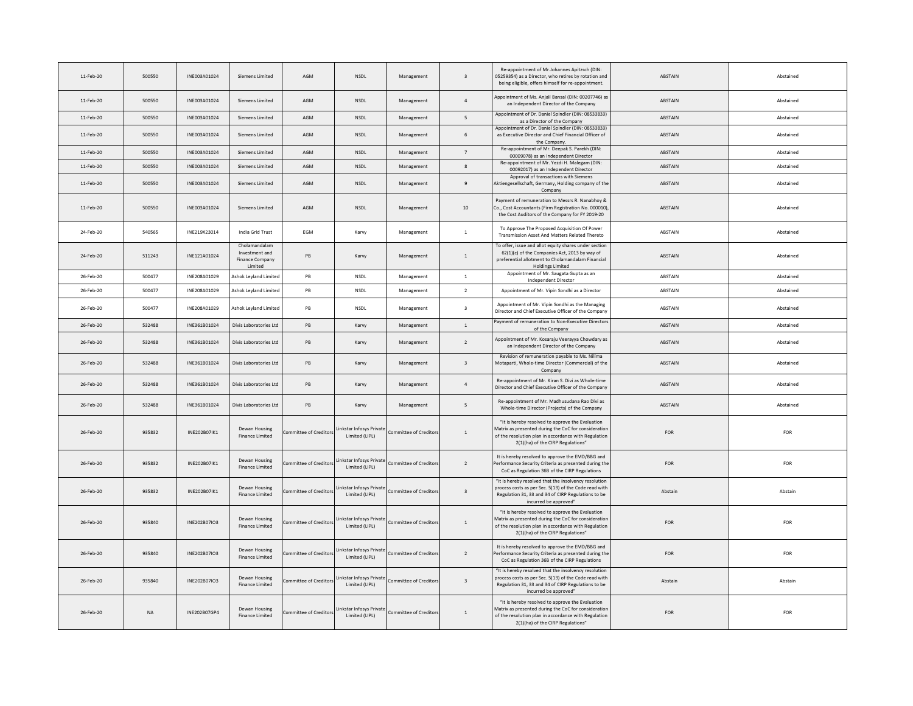| | | | | | | | | | | |
|---|---|---|---|---|---|---|---|---|---|---|
| 11-Feb-20 | 500550 | INE003A01024 | Siemens Limited | AGM | NSDL | Management | 3 | Re-appointment of Mr.Johannes Apitzsch (DIN: 05259354) as a Director, who retires by rotation and being eligible, offers himself for re-appointment. | ABSTAIN | Abstained |
| 11-Feb-20 | 500550 | INE003A01024 | Siemens Limited | AGM | NSDL | Management | 4 | Appointment of Ms. Anjali Bansal (DIN: 00207746) as an Independent Director of the Company | ABSTAIN | Abstained |
| 11-Feb-20 | 500550 | INE003A01024 | Siemens Limited | AGM | NSDL | Management | 5 | Appointment of Dr. Daniel Spindler (DIN: 08533833) as a Director of the Company | ABSTAIN | Abstained |
| 11-Feb-20 | 500550 | INE003A01024 | Siemens Limited | AGM | NSDL | Management | 6 | Appointment of Dr. Daniel Spindler (DIN: 08533833) as Executive Director and Chief Financial Officer of the Company. | ABSTAIN | Abstained |
| 11-Feb-20 | 500550 | INE003A01024 | Siemens Limited | AGM | NSDL | Management | 7 | Re-appointment of Mr. Deepak S. Parekh (DIN: 00009078) as an Independent Director | ABSTAIN | Abstained |
| 11-Feb-20 | 500550 | INE003A01024 | Siemens Limited | AGM | NSDL | Management | 8 | Re-appointment of Mr. Yezdi H. Malegam (DIN: 00092017) as an Independent Director | ABSTAIN | Abstained |
| 11-Feb-20 | 500550 | INE003A01024 | Siemens Limited | AGM | NSDL | Management | 9 | Approval of transactions with Siemens Aktiengesellschaft, Germany, Holding company of the Company | ABSTAIN | Abstained |
| 11-Feb-20 | 500550 | INE003A01024 | Siemens Limited | AGM | NSDL | Management | 10 | Payment of remuneration to Messrs R. Nanabhoy & Co., Cost Accountants (Firm Registration No. 000010), the Cost Auditors of the Company for FY 2019-20 | ABSTAIN | Abstained |
| 24-Feb-20 | 540565 | INE219X23014 | India Grid Trust | EGM | Karvy | Management | 1 | To Approve The Proposed Acquisition Of Power Transmission Asset And Matters Related Thereto | ABSTAIN | Abstained |
| 24-Feb-20 | 511243 | INE121A01024 | Cholamandalam Investment and Finance Company Limited | PB | Karvy | Management | 1 | To offer, issue and allot equity shares under section 62(1)(c) of the Companies Act, 2013 by way of preferential allotment to Cholamandalam Financial Holdings Limited | ABSTAIN | Abstained |
| 26-Feb-20 | 500477 | INE208A01029 | Ashok Leyland Limited | PB | NSDL | Management | 1 | Appointment of Mr. Saugata Gupta as an Independent Director | ABSTAIN | Abstained |
| 26-Feb-20 | 500477 | INE208A01029 | Ashok Leyland Limited | PB | NSDL | Management | 2 | Appointment of Mr. Vipin Sondhi as a Director | ABSTAIN | Abstained |
| 26-Feb-20 | 500477 | INE208A01029 | Ashok Leyland Limited | PB | NSDL | Management | 3 | Appointment of Mr. Vipin Sondhi as the Managing Director and Chief Executive Officer of the Company | ABSTAIN | Abstained |
| 26-Feb-20 | 532488 | INE361B01024 | Divis Laboratories Ltd | PB | Karvy | Management | 1 | Payment of remuneration to Non-Executive Directors of the Company | ABSTAIN | Abstained |
| 26-Feb-20 | 532488 | INE361B01024 | Divis Laboratories Ltd | PB | Karvy | Management | 2 | Appointment of Mr. Kosaraju Veerayya Chowdary as an Independent Director of the Company | ABSTAIN | Abstained |
| 26-Feb-20 | 532488 | INE361B01024 | Divis Laboratories Ltd | PB | Karvy | Management | 3 | Revision of remuneration payable to Ms. Nilima Motaparti, Whole-time Director (Commercial) of the Company | ABSTAIN | Abstained |
| 26-Feb-20 | 532488 | INE361B01024 | Divis Laboratories Ltd | PB | Karvy | Management | 4 | Re-appointment of Mr. Kiran S. Divi as Whole-time Director and Chief Executive Officer of the Company | ABSTAIN | Abstained |
| 26-Feb-20 | 532488 | INE361B01024 | Divis Laboratories Ltd | PB | Karvy | Management | 5 | Re-appointment of Mr. Madhusudana Rao Divi as Whole-time Director (Projects) of the Company | ABSTAIN | Abstained |
| 26-Feb-20 | 935832 | INE202B07IK1 | Dewan Housing Finance Limited | Committee of Creditors | Linkstar Infosys Private Limited (LIPL) | Committee of Creditors | 1 | "It is hereby resolved to approve the Evaluation Matrix as presented during the CoC for consideration of the resolution plan in accordance with Regulation 2(1)(ha) of the CIRP Regulations" | FOR | FOR |
| 26-Feb-20 | 935832 | INE202B07IK1 | Dewan Housing Finance Limited | Committee of Creditors | Linkstar Infosys Private Limited (LIPL) | Committee of Creditors | 2 | It is hereby resolved to approve the EMD/BBG and Performance Security Criteria as presented during the CoC as Regulation 36B of the CIRP Regulations | FOR | FOR |
| 26-Feb-20 | 935832 | INE202B07IK1 | Dewan Housing Finance Limited | Committee of Creditors | Linkstar Infosys Private Limited (LIPL) | Committee of Creditors | 3 | "It is hereby resolved that the insolvency resolution process costs as per Sec. 5(13) of the Code read with Regulation 31, 33 and 34 of CIRP Regulations to be incurred be approved" | Abstain | Abstain |
| 26-Feb-20 | 935840 | INE202B07IO3 | Dewan Housing Finance Limited | Committee of Creditors | Linkstar Infosys Private Limited (LIPL) | Committee of Creditors | 1 | "It is hereby resolved to approve the Evaluation Matrix as presented during the CoC for consideration of the resolution plan in accordance with Regulation 2(1)(ha) of the CIRP Regulations" | FOR | FOR |
| 26-Feb-20 | 935840 | INE202B07IO3 | Dewan Housing Finance Limited | Committee of Creditors | Linkstar Infosys Private Limited (LIPL) | Committee of Creditors | 2 | It is hereby resolved to approve the EMD/BBG and Performance Security Criteria as presented during the CoC as Regulation 36B of the CIRP Regulations | FOR | FOR |
| 26-Feb-20 | 935840 | INE202B07IO3 | Dewan Housing Finance Limited | Committee of Creditors | Linkstar Infosys Private Limited (LIPL) | Committee of Creditors | 3 | "It is hereby resolved that the insolvency resolution process costs as per Sec. 5(13) of the Code read with Regulation 31, 33 and 34 of CIRP Regulations to be incurred be approved" | Abstain | Abstain |
| 26-Feb-20 | NA | INE202B07GP4 | Dewan Housing Finance Limited | Committee of Creditors | Linkstar Infosys Private Limited (LIPL) | Committee of Creditors | 1 | "It is hereby resolved to approve the Evaluation Matrix as presented during the CoC for consideration of the resolution plan in accordance with Regulation 2(1)(ha) of the CIRP Regulations" | FOR | FOR |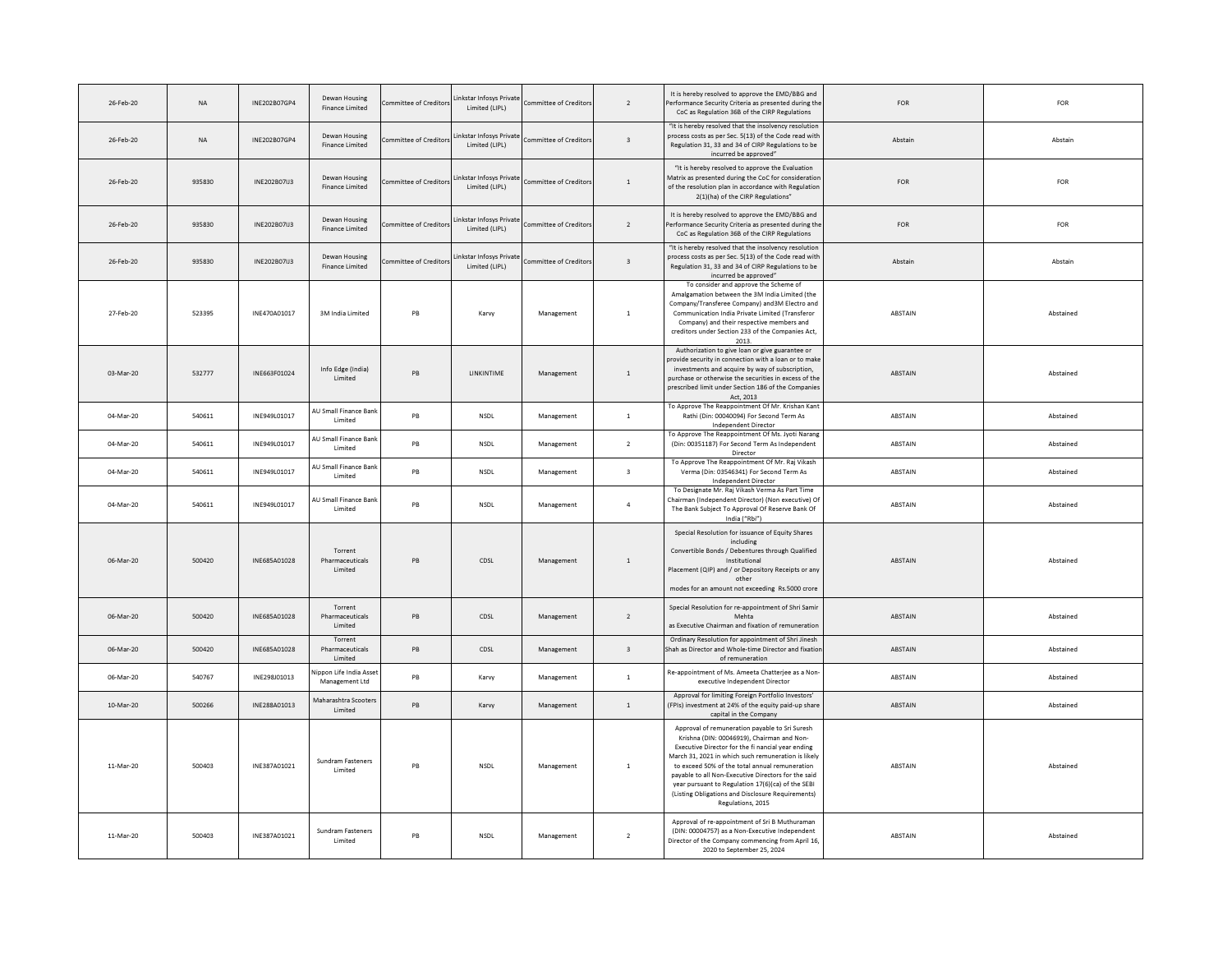| | | | | | | | | | | |
|---|---|---|---|---|---|---|---|---|---|---|
| 26-Feb-20 | NA | INE202B07GP4 | Dewan Housing Finance Limited | Committee of Creditors | Linkstar Infosys Private Limited (LIPL) | Committee of Creditors | 2 | It is hereby resolved to approve the EMD/BBG and Performance Security Criteria as presented during the CoC as Regulation 36B of the CIRP Regulations | FOR | FOR |
| 26-Feb-20 | NA | INE202B07GP4 | Dewan Housing Finance Limited | Committee of Creditors | Linkstar Infosys Private Limited (LIPL) | Committee of Creditors | 3 | "It is hereby resolved that the insolvency resolution process costs as per Sec. 5(13) of the Code read with Regulation 31, 33 and 34 of CIRP Regulations to be incurred be approved" | Abstain | Abstain |
| 26-Feb-20 | 935830 | INE202B07IJ3 | Dewan Housing Finance Limited | Committee of Creditors | Linkstar Infosys Private Limited (LIPL) | Committee of Creditors | 1 | "It is hereby resolved to approve the Evaluation Matrix as presented during the CoC for consideration of the resolution plan in accordance with Regulation 2(1)(ha) of the CIRP Regulations" | FOR | FOR |
| 26-Feb-20 | 935830 | INE202B07IJ3 | Dewan Housing Finance Limited | Committee of Creditors | Linkstar Infosys Private Limited (LIPL) | Committee of Creditors | 2 | It is hereby resolved to approve the EMD/BBG and Performance Security Criteria as presented during the CoC as Regulation 36B of the CIRP Regulations | FOR | FOR |
| 26-Feb-20 | 935830 | INE202B07IJ3 | Dewan Housing Finance Limited | Committee of Creditors | Linkstar Infosys Private Limited (LIPL) | Committee of Creditors | 3 | "It is hereby resolved that the insolvency resolution process costs as per Sec. 5(13) of the Code read with Regulation 31, 33 and 34 of CIRP Regulations to be incurred be approved" | Abstain | Abstain |
| 27-Feb-20 | 523395 | INE470A01017 | 3M India Limited | PB | Karvy | Management | 1 | To consider and approve the Scheme of Amalgamation between the 3M India Limited (the Company/Transferee Company) and3M Electro and Communication India Private Limited (Transferor Company) and their respective members and creditors under Section 233 of the Companies Act, 2013. | ABSTAIN | Abstained |
| 03-Mar-20 | 532777 | INE663F01024 | Info Edge (India) Limited | PB | LINKINTIME | Management | 1 | Authorization to give loan or give guarantee or provide security in connection with a loan or to make investments and acquire by way of subscription, purchase or otherwise the securities in excess of the prescribed limit under Section 186 of the Companies Act, 2013 | ABSTAIN | Abstained |
| 04-Mar-20 | 540611 | INE949L01017 | AU Small Finance Bank Limited | PB | NSDL | Management | 1 | To Approve The Reappointment Of Mr. Krishan Kant Rathi (Din: 00040094) For Second Term As Independent Director | ABSTAIN | Abstained |
| 04-Mar-20 | 540611 | INE949L01017 | AU Small Finance Bank Limited | PB | NSDL | Management | 2 | To Approve The Reappointment Of Ms. Jyoti Narang (Din: 00351187) For Second Term As Independent Director | ABSTAIN | Abstained |
| 04-Mar-20 | 540611 | INE949L01017 | AU Small Finance Bank Limited | PB | NSDL | Management | 3 | To Approve The Reappointment Of Mr. Raj Vikash Verma (Din: 03546341) For Second Term As Independent Director | ABSTAIN | Abstained |
| 04-Mar-20 | 540611 | INE949L01017 | AU Small Finance Bank Limited | PB | NSDL | Management | 4 | To Designate Mr. Raj Vikash Verma As Part Time Chairman (Independent Director) (Non executive) Of The Bank Subject To Approval Of Reserve Bank Of India ("Rbi") | ABSTAIN | Abstained |
| 06-Mar-20 | 500420 | INE685A01028 | Torrent Pharmaceuticals Limited | PB | CDSL | Management | 1 | Special Resolution for issuance of Equity Shares including Convertible Bonds / Debentures through Qualified Institutional Placement (QIP) and / or Depository Receipts or any other modes for an amount not exceeding Rs.5000 crore | ABSTAIN | Abstained |
| 06-Mar-20 | 500420 | INE685A01028 | Torrent Pharmaceuticals Limited | PB | CDSL | Management | 2 | Special Resolution for re-appointment of Shri Samir Mehta as Executive Chairman and fixation of remuneration | ABSTAIN | Abstained |
| 06-Mar-20 | 500420 | INE685A01028 | Torrent Pharmaceuticals Limited | PB | CDSL | Management | 3 | Ordinary Resolution for appointment of Shri Jinesh Shah as Director and Whole-time Director and fixation of remuneration | ABSTAIN | Abstained |
| 06-Mar-20 | 540767 | INE298J01013 | Nippon Life India Asset Management Ltd | PB | Karvy | Management | 1 | Re-appointment of Ms. Ameeta Chatterjee as a Non-executive Independent Director | ABSTAIN | Abstained |
| 10-Mar-20 | 500266 | INE288A01013 | Maharashtra Scooters Limited | PB | Karvy | Management | 1 | Approval for limiting Foreign Portfolio Investors' (FPIs) investment at 24% of the equity paid-up share capital in the Company | ABSTAIN | Abstained |
| 11-Mar-20 | 500403 | INE387A01021 | Sundram Fasteners Limited | PB | NSDL | Management | 1 | Approval of remuneration payable to Sri Suresh Krishna (DIN: 00046919), Chairman and Non-Executive Director for the fi nancial year ending March 31, 2021 in which such remuneration is likely to exceed 50% of the total annual remuneration payable to all Non-Executive Directors for the said year pursuant to Regulation 17(6)(ca) of the SEBI (Listing Obligations and Disclosure Requirements) Regulations, 2015 | ABSTAIN | Abstained |
| 11-Mar-20 | 500403 | INE387A01021 | Sundram Fasteners Limited | PB | NSDL | Management | 2 | Approval of re-appointment of Sri B Muthuraman (DIN: 00004757) as a Non-Executive Independent Director of the Company commencing from April 16, 2020 to September 25, 2024 | ABSTAIN | Abstained |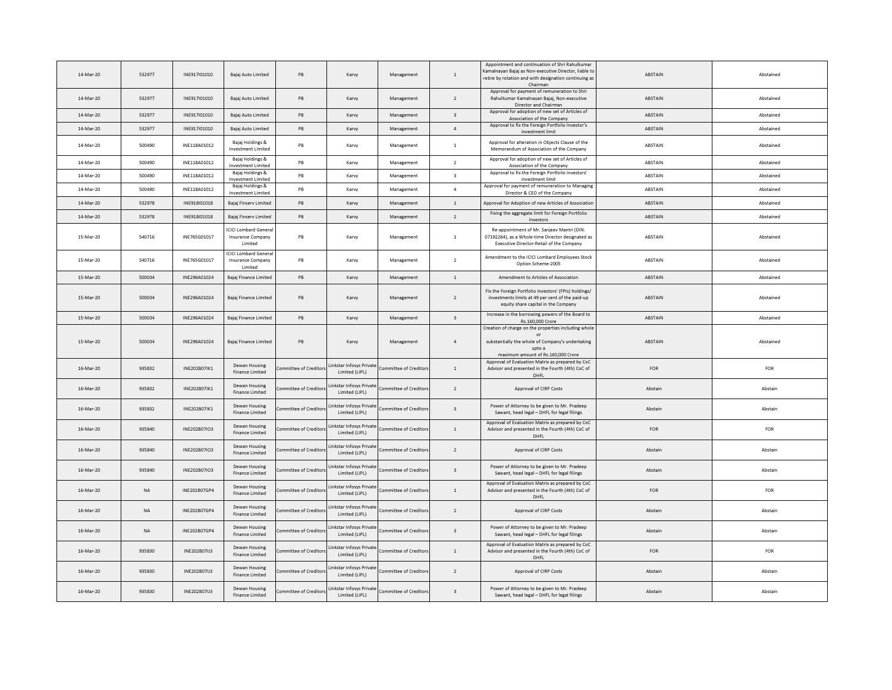| | | | | | | | | | | |
|---|---|---|---|---|---|---|---|---|---|---|
| 14-Mar-20 | 532977 | INE917I01010 | Bajaj Auto Limited | PB | Karvy | Management | 1 | Appointment and continuation of Shri Rahulkumar Kamalnayan Bajaj as Non-executive Director, liable to retire by rotation and with designation continuing as Chairman | ABSTAIN | Abstained |
| 14-Mar-20 | 532977 | INE917I01010 | Bajaj Auto Limited | PB | Karvy | Management | 2 | Approval for payment of remuneration to Shri Rahulkumar Kamalnayan Bajaj, Non-executive Director and Chairman | ABSTAIN | Abstained |
| 14-Mar-20 | 532977 | INE917I01010 | Bajaj Auto Limited | PB | Karvy | Management | 3 | Approval for adoption of new set of Articles of Association of the Company | ABSTAIN | Abstained |
| 14-Mar-20 | 532977 | INE917I01010 | Bajaj Auto Limited | PB | Karvy | Management | 4 | Approval to fix the Foreign Portfolio Investor's investment limit | ABSTAIN | Abstained |
| 14-Mar-20 | 500490 | INE118A01012 | Bajaj Holdings & Investment Limited | PB | Karvy | Management | 1 | Approval for alteration in Objects Clause of the Memorandum of Association of the Company | ABSTAIN | Abstained |
| 14-Mar-20 | 500490 | INE118A01012 | Bajaj Holdings & Investment Limited | PB | Karvy | Management | 2 | Approval for adoption of new set of Articles of Association of the Company | ABSTAIN | Abstained |
| 14-Mar-20 | 500490 | INE118A01012 | Bajaj Holdings & Investment Limited | PB | Karvy | Management | 3 | Approval to fix the Foreign Portfolio Investors' investment limit | ABSTAIN | Abstained |
| 14-Mar-20 | 500490 | INE118A01012 | Bajaj Holdings & Investment Limited | PB | Karvy | Management | 4 | Approval for payment of remuneration to Managing Director & CEO of the Company | ABSTAIN | Abstained |
| 14-Mar-20 | 532978 | INE918I01018 | Bajaj Finserv Limited | PB | Karvy | Management | 1 | Approval for Adoption of new Articles of Association | ABSTAIN | Abstained |
| 14-Mar-20 | 532978 | INE918I01018 | Bajaj Finserv Limited | PB | Karvy | Management | 2 | Fixing the aggregate limit for Foreign Portfolio Investors | ABSTAIN | Abstained |
| 15-Mar-20 | 540716 | INE765G01017 | ICICI Lombard General Insurance Company Limited | PB | Karvy | Management | 1 | Re-appointment of Mr. Sanjeev Mantri (DIN: 07192264), as a Whole-time Director designated as Executive Director-Retail of the Company | ABSTAIN | Abstained |
| 15-Mar-20 | 540716 | INE765G01017 | ICICI Lombard General Insurance Company Limited | PB | Karvy | Management | 2 | Amendment to the ICICI Lombard Employees Stock Option Scheme-2005 | ABSTAIN | Abstained |
| 15-Mar-20 | 500034 | INE296A01024 | Bajaj Finance Limited | PB | Karvy | Management | 1 | Amendment to Articles of Association | ABSTAIN | Abstained |
| 15-Mar-20 | 500034 | INE296A01024 | Bajaj Finance Limited | PB | Karvy | Management | 2 | Fix the Foreign Portfolio Investors' (FPIs) holdings/ investments limits at 49 per cent of the paid-up equity share capital in the Company | ABSTAIN | Abstained |
| 15-Mar-20 | 500034 | INE296A01024 | Bajaj Finance Limited | PB | Karvy | Management | 3 | Increase in the borrowing powers of the Board to Rs.160,000 Crore | ABSTAIN | Abstained |
| 15-Mar-20 | 500034 | INE296A01024 | Bajaj Finance Limited | PB | Karvy | Management | 4 | Creation of charge on the properties including whole or substantially the whole of Company's undertaking upto a maximum amount of Rs.160,000 Crore | ABSTAIN | Abstained |
| 16-Mar-20 | 935832 | INE202B07IK1 | Dewan Housing Finance Limited | Committee of Creditors | Linkstar Infosys Private Limited (LIPL) | Committee of Creditors | 1 | Approval of Evaluation Matrix as prepared by CoC Advisor and presented in the Fourth (4th) CoC of DHFL | FOR | FOR |
| 16-Mar-20 | 935832 | INE202B07IK1 | Dewan Housing Finance Limited | Committee of Creditors | Linkstar Infosys Private Limited (LIPL) | Committee of Creditors | 2 | Approval of CIRP Costs | Abstain | Abstain |
| 16-Mar-20 | 935832 | INE202B07IK1 | Dewan Housing Finance Limited | Committee of Creditors | Linkstar Infosys Private Limited (LIPL) | Committee of Creditors | 3 | Power of Attorney to be given to Mr. Pradeep Sawant, head legal – DHFL for legal filings | Abstain | Abstain |
| 16-Mar-20 | 935840 | INE202B07IO3 | Dewan Housing Finance Limited | Committee of Creditors | Linkstar Infosys Private Limited (LIPL) | Committee of Creditors | 1 | Approval of Evaluation Matrix as prepared by CoC Advisor and presented in the Fourth (4th) CoC of DHFL | FOR | FOR |
| 16-Mar-20 | 935840 | INE202B07IO3 | Dewan Housing Finance Limited | Committee of Creditors | Linkstar Infosys Private Limited (LIPL) | Committee of Creditors | 2 | Approval of CIRP Costs | Abstain | Abstain |
| 16-Mar-20 | 935840 | INE202B07IO3 | Dewan Housing Finance Limited | Committee of Creditors | Linkstar Infosys Private Limited (LIPL) | Committee of Creditors | 3 | Power of Attorney to be given to Mr. Pradeep Sawant, head legal – DHFL for legal filings | Abstain | Abstain |
| 16-Mar-20 | NA | INE202B07GP4 | Dewan Housing Finance Limited | Committee of Creditors | Linkstar Infosys Private Limited (LIPL) | Committee of Creditors | 1 | Approval of Evaluation Matrix as prepared by CoC Advisor and presented in the Fourth (4th) CoC of DHFL | FOR | FOR |
| 16-Mar-20 | NA | INE202B07GP4 | Dewan Housing Finance Limited | Committee of Creditors | Linkstar Infosys Private Limited (LIPL) | Committee of Creditors | 2 | Approval of CIRP Costs | Abstain | Abstain |
| 16-Mar-20 | NA | INE202B07GP4 | Dewan Housing Finance Limited | Committee of Creditors | Linkstar Infosys Private Limited (LIPL) | Committee of Creditors | 3 | Power of Attorney to be given to Mr. Pradeep Sawant, head legal – DHFL for legal filings | Abstain | Abstain |
| 16-Mar-20 | 935830 | INE202B07IJ3 | Dewan Housing Finance Limited | Committee of Creditors | Linkstar Infosys Private Limited (LIPL) | Committee of Creditors | 1 | Approval of Evaluation Matrix as prepared by CoC Advisor and presented in the Fourth (4th) CoC of DHFL | FOR | FOR |
| 16-Mar-20 | 935830 | INE202B07IJ3 | Dewan Housing Finance Limited | Committee of Creditors | Linkstar Infosys Private Limited (LIPL) | Committee of Creditors | 2 | Approval of CIRP Costs | Abstain | Abstain |
| 16-Mar-20 | 935830 | INE202B07IJ3 | Dewan Housing Finance Limited | Committee of Creditors | Linkstar Infosys Private Limited (LIPL) | Committee of Creditors | 3 | Power of Attorney to be given to Mr. Pradeep Sawant, head legal – DHFL for legal filings | Abstain | Abstain |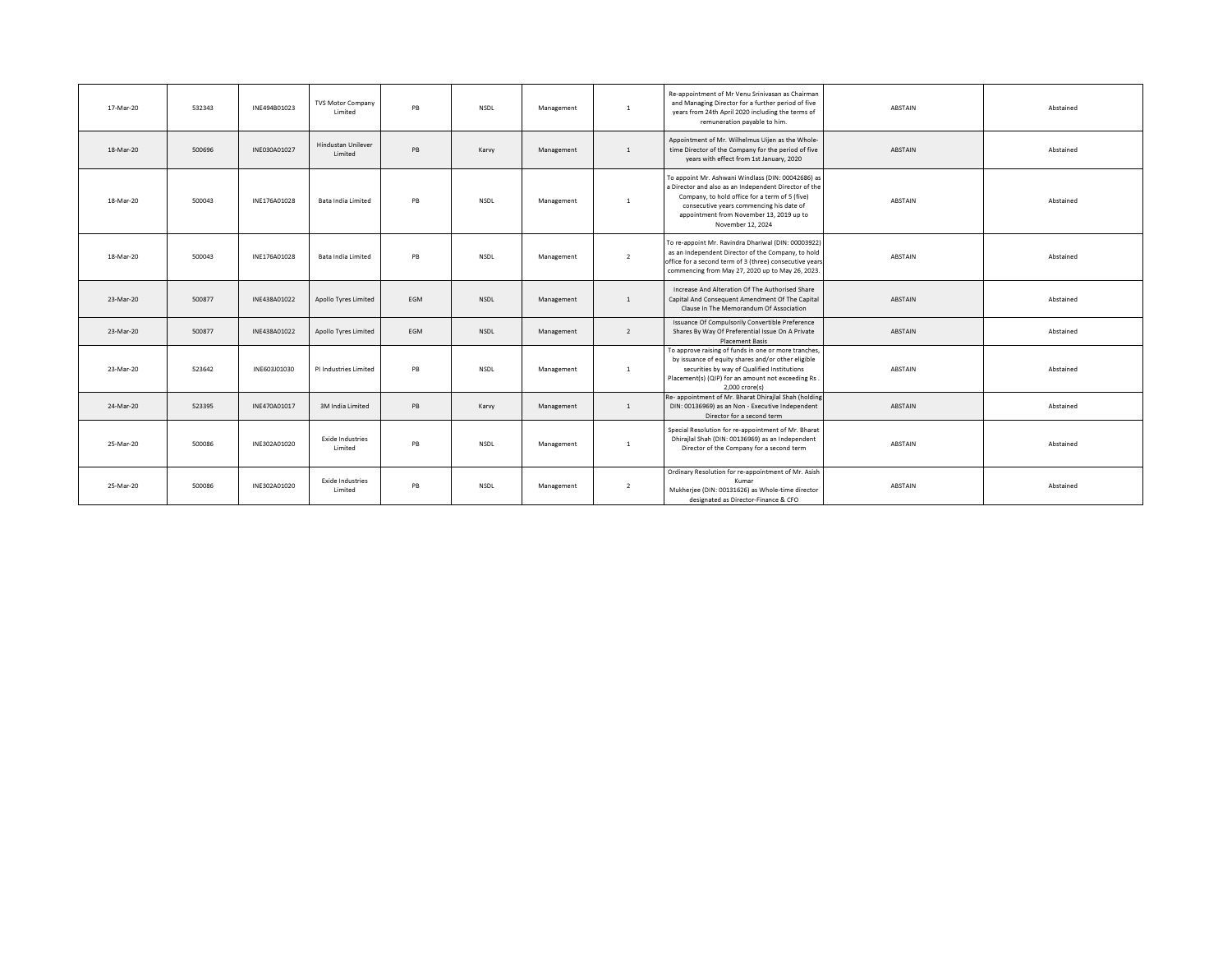| | | | | | | | | | | |
|---|---|---|---|---|---|---|---|---|---|---|
| 17-Mar-20 | 532343 | INE494B01023 | TVS Motor Company Limited | PB | NSDL | Management | 1 | Re-appointment of Mr Venu Srinivasan as Chairman and Managing Director for a further period of five years from 24th April 2020 including the terms of remuneration payable to him. | ABSTAIN | Abstained |
| 18-Mar-20 | 500696 | INE030A01027 | Hindustan Unilever Limited | PB | Karvy | Management | 1 | Appointment of Mr. Wilhelmus Uijen as the Whole-time Director of the Company for the period of five years with effect from 1st January, 2020 | ABSTAIN | Abstained |
| 18-Mar-20 | 500043 | INE176A01028 | Bata India Limited | PB | NSDL | Management | 1 | To appoint Mr. Ashwani Windlass (DIN: 00042686) as a Director and also as an Independent Director of the Company, to hold office for a term of 5 (five) consecutive years commencing his date of appointment from November 13, 2019 up to November 12, 2024 | ABSTAIN | Abstained |
| 18-Mar-20 | 500043 | INE176A01028 | Bata India Limited | PB | NSDL | Management | 2 | To re-appoint Mr. Ravindra Dhariwal (DIN: 00003922) as an Independent Director of the Company, to hold office for a second term of 3 (three) consecutive years commencing from May 27, 2020 up to May 26, 2023. | ABSTAIN | Abstained |
| 23-Mar-20 | 500877 | INE438A01022 | Apollo Tyres Limited | EGM | NSDL | Management | 1 | Increase And Alteration Of The Authorised Share Capital And Consequent Amendment Of The Capital Clause In The Memorandum Of Association | ABSTAIN | Abstained |
| 23-Mar-20 | 500877 | INE438A01022 | Apollo Tyres Limited | EGM | NSDL | Management | 2 | Issuance Of Compulsorily Convertible Preference Shares By Way Of Preferential Issue On A Private Placement Basis | ABSTAIN | Abstained |
| 23-Mar-20 | 523642 | INE603J01030 | PI Industries Limited | PB | NSDL | Management | 1 | To approve raising of funds in one or more tranches, by issuance of equity shares and/or other eligible securities by way of Qualified Institutions Placement(s) (QIP) for an amount not exceeding Rs . 2,000 crore(s) | ABSTAIN | Abstained |
| 24-Mar-20 | 523395 | INE470A01017 | 3M India Limited | PB | Karvy | Management | 1 | Re- appointment of Mr. Bharat Dhirajlal Shah (holding DIN: 00136969) as an Non - Executive Independent Director for a second term | ABSTAIN | Abstained |
| 25-Mar-20 | 500086 | INE302A01020 | Exide Industries Limited | PB | NSDL | Management | 1 | Special Resolution for re-appointment of Mr. Bharat Dhirajlal Shah (DIN: 00136969) as an Independent Director of the Company for a second term | ABSTAIN | Abstained |
| 25-Mar-20 | 500086 | INE302A01020 | Exide Industries Limited | PB | NSDL | Management | 2 | Ordinary Resolution for re-appointment of Mr. Asish Kumar Mukherjee (DIN: 00131626) as Whole-time director designated as Director-Finance & CFO | ABSTAIN | Abstained |